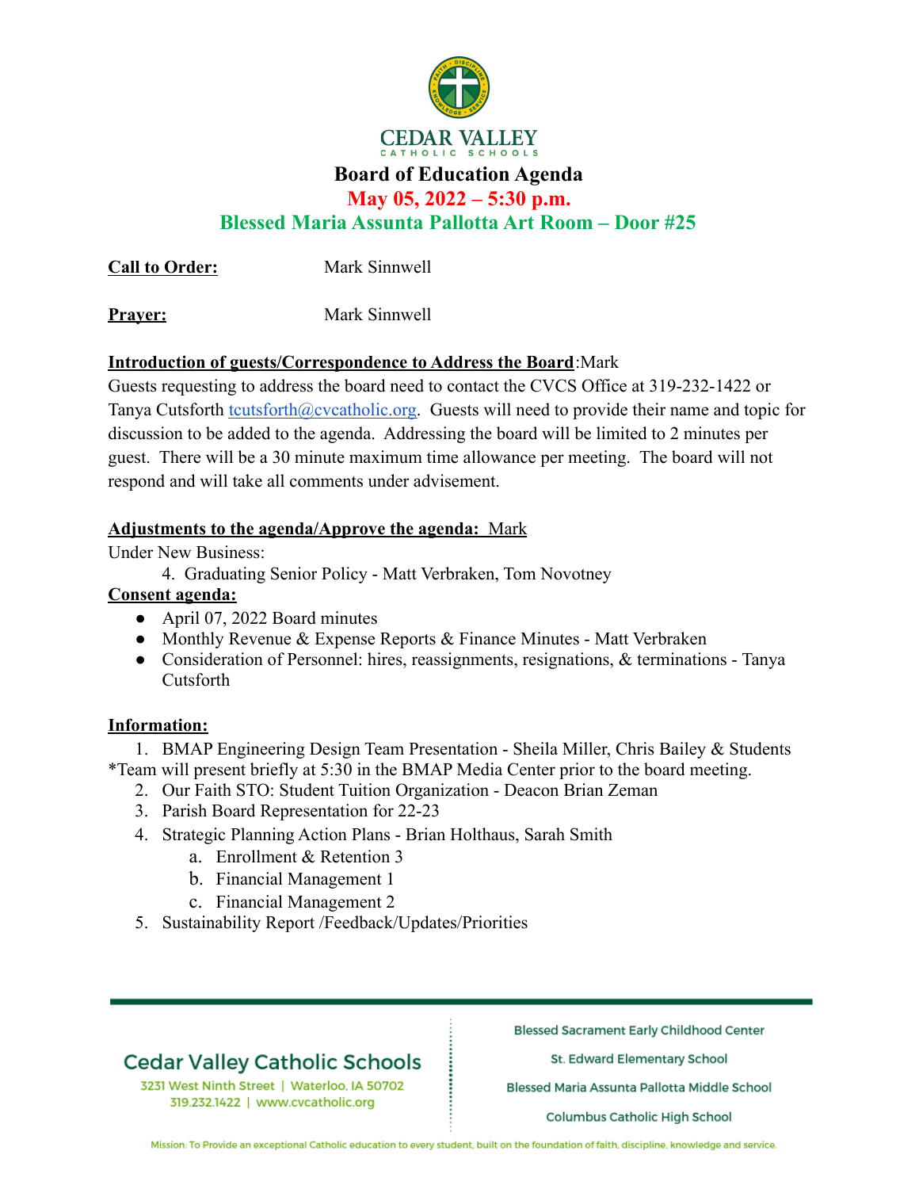# CEDAR VALLEY
CATHOLIC SCHOOLS

## Board of Education Agenda
### May 05, 2022 – 5:30 p.m.
### Blessed Maria Assunta Pallotta Art Room – Door #25

**Call to Order:** Mark Sinnwell

**Prayer:** Mark Sinnwell

**Introduction of guests/Correspondence to Address the Board**:Mark
Guests requesting to address the board need to contact the CVCS Office at 319-232-1422 or Tanya Cutsforth tcutsforth@cvcatholic.org. Guests will need to provide their name and topic for discussion to be added to the agenda. Addressing the board will be limited to 2 minutes per guest. There will be a 30 minute maximum time allowance per meeting. The board will not respond and will take all comments under advisement.

**Adjustments to the agenda/Approve the agenda:** Mark
Under New Business:
4. Graduating Senior Policy - Matt Verbraken, Tom Novotney

**Consent agenda:**
- April 07, 2022 Board minutes
- Monthly Revenue & Expense Reports & Finance Minutes - Matt Verbraken
- Consideration of Personnel: hires, reassignments, resignations, & terminations - Tanya Cutsforth

**Information:**
1. BMAP Engineering Design Team Presentation - Sheila Miller, Chris Bailey & Students
*Team will present briefly at 5:30 in the BMAP Media Center prior to the board meeting.
2. Our Faith STO: Student Tuition Organization - Deacon Brian Zeman
3. Parish Board Representation for 22-23
4. Strategic Planning Action Plans - Brian Holthaus, Sarah Smith
   a. Enrollment & Retention 3
   b. Financial Management 1
   c. Financial Management 2
5. Sustainability Report /Feedback/Updates/Priorities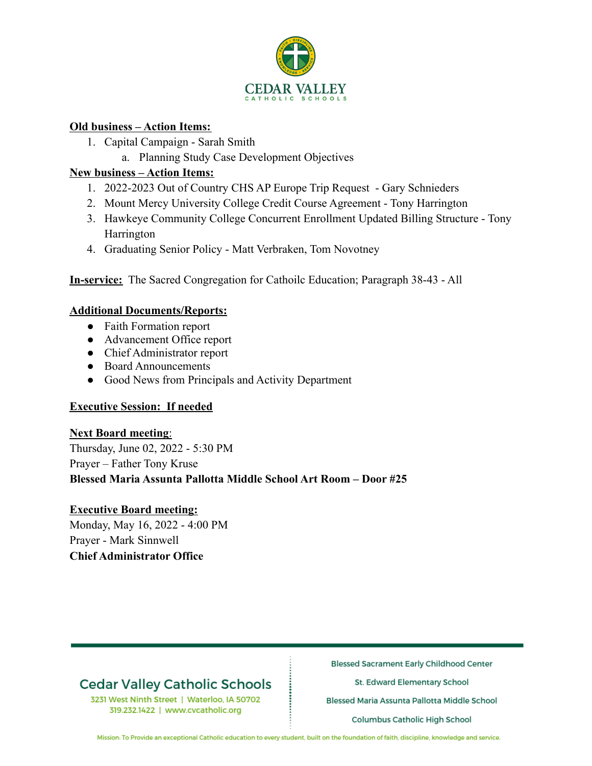**Old business – Action Items:**

1. Capital Campaign - Sarah Smith
   a. Planning Study Case Development Objectives

**New business – Action Items:**

1. 2022-2023 Out of Country CHS AP Europe Trip Request - Gary Schnieders
2. Mount Mercy University College Credit Course Agreement - Tony Harrington
3. Hawkeye Community College Concurrent Enrollment Updated Billing Structure - Tony Harrington
4. Graduating Senior Policy - Matt Verbraken, Tom Novotney

**In-service:** The Sacred Congregation for Cathoilc Education; Paragraph 38-43 - All

**Additional Documents/Reports:**

- Faith Formation report
- Advancement Office report
- Chief Administrator report
- Board Announcements
- Good News from Principals and Activity Department

**Executive Session: If needed**

**Next Board meeting**:
Thursday, June 02, 2022 - 5:30 PM
Prayer – Father Tony Kruse
**Blessed Maria Assunta Pallotta Middle School Art Room – Door #25**

**Executive Board meeting:**
Monday, May 16, 2022 - 4:00 PM
Prayer - Mark Sinnwell
**Chief Administrator Office**